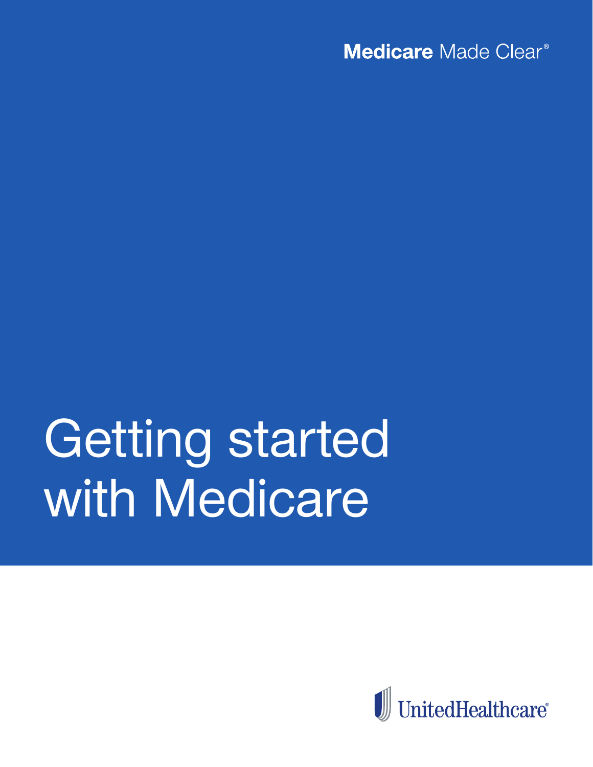**Medicare** Made Clear®

# Getting started with Medicare

UnitedHealthcare®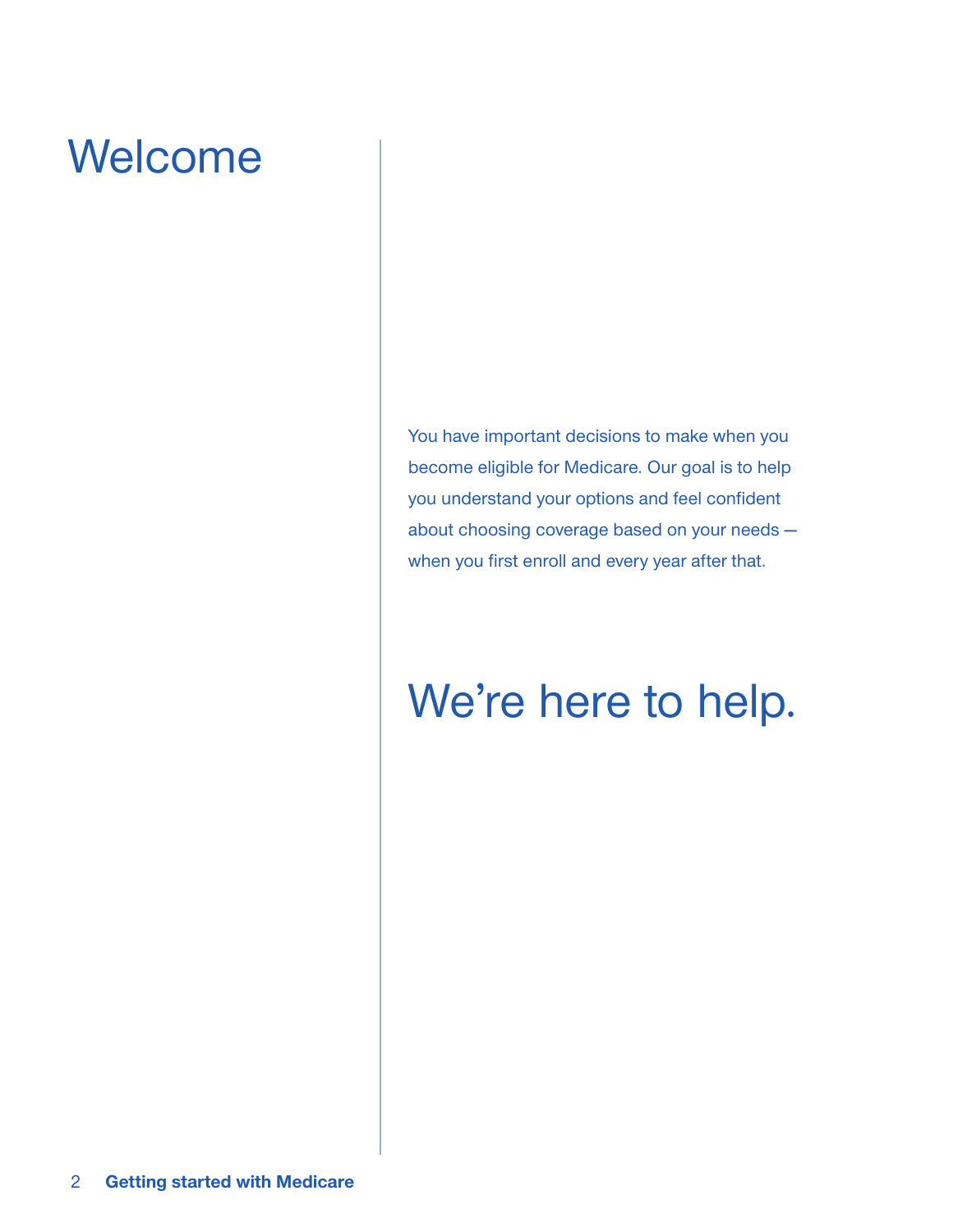# Welcome

You have important decisions to make when you become eligible for Medicare. Our goal is to help you understand your options and feel confident about choosing coverage based on your needs — when you first enroll and every year after that.

## We're here to help.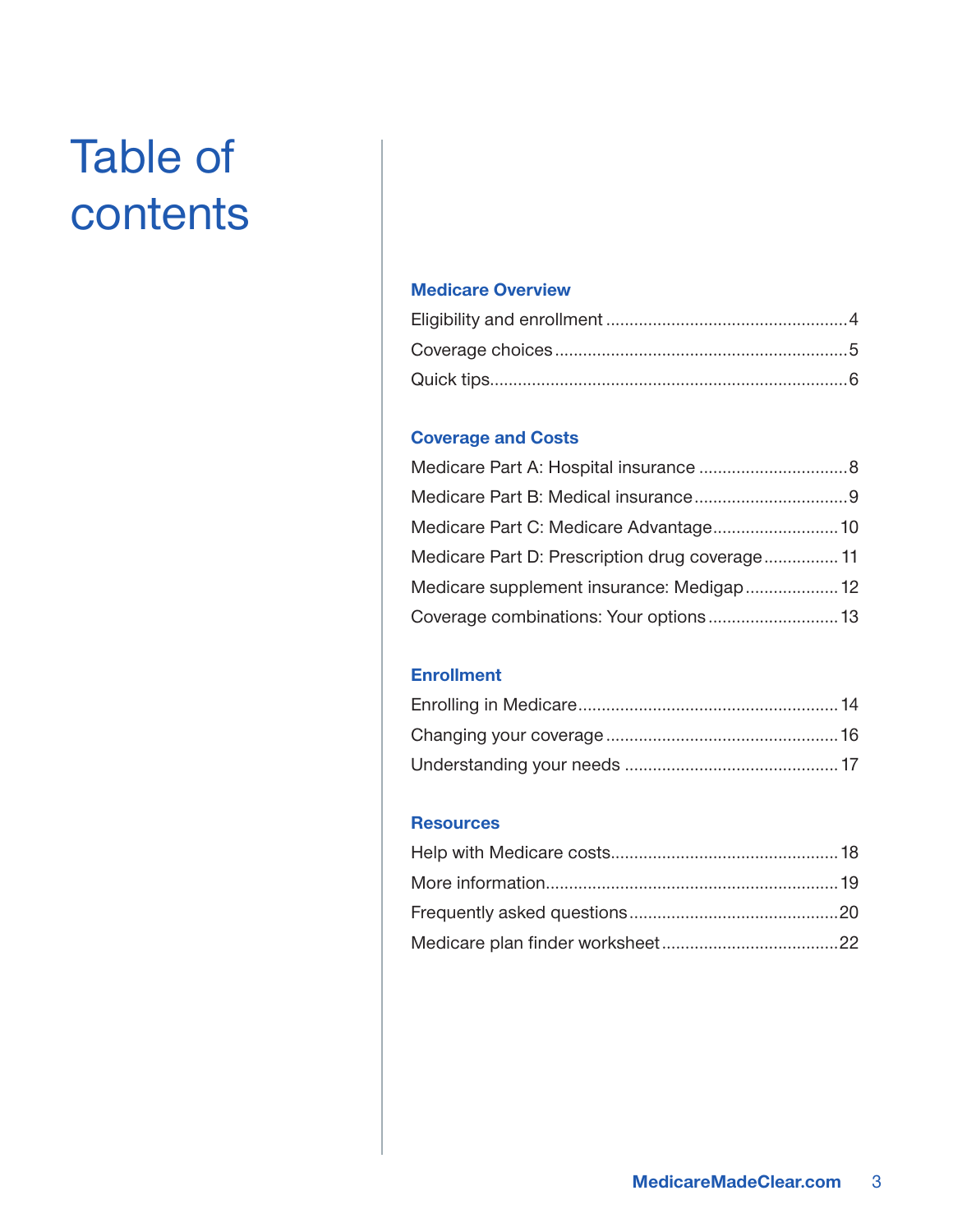# Table of contents

## Medicare Overview

- Eligibility and enrollment .... 4
- Coverage choices .... 5
- Quick tips .... 6

## Coverage and Costs

- Medicare Part A: Hospital insurance .... 8
- Medicare Part B: Medical insurance .... 9
- Medicare Part C: Medicare Advantage .... 10
- Medicare Part D: Prescription drug coverage .... 11
- Medicare supplement insurance: Medigap .... 12
- Coverage combinations: Your options .... 13

## Enrollment

- Enrolling in Medicare .... 14
- Changing your coverage .... 16
- Understanding your needs .... 17

## Resources

- Help with Medicare costs .... 18
- More information .... 19
- Frequently asked questions .... 20
- Medicare plan finder worksheet .... 22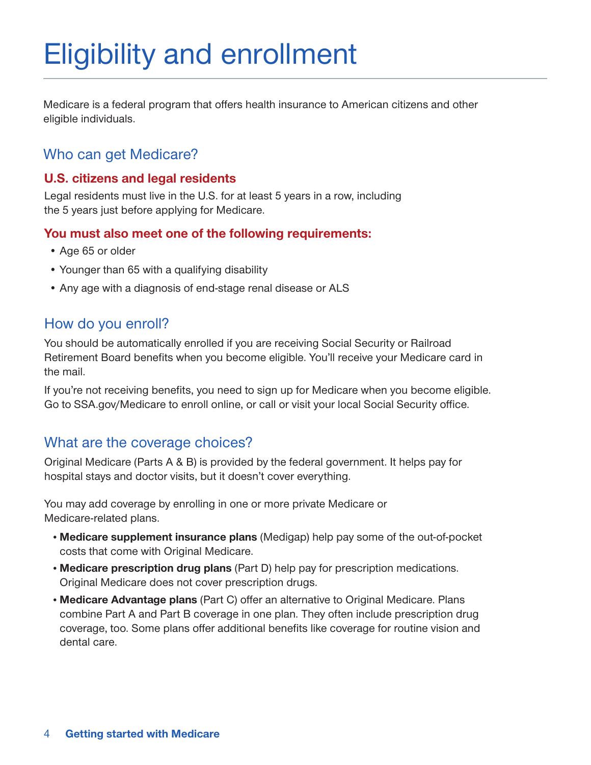# Eligibility and enrollment

Medicare is a federal program that offers health insurance to American citizens and other eligible individuals.

## Who can get Medicare?

### U.S. citizens and legal residents

Legal residents must live in the U.S. for at least 5 years in a row, including the 5 years just before applying for Medicare.

### You must also meet one of the following requirements:

- Age 65 or older
- Younger than 65 with a qualifying disability
- Any age with a diagnosis of end-stage renal disease or ALS

## How do you enroll?

You should be automatically enrolled if you are receiving Social Security or Railroad Retirement Board benefits when you become eligible. You'll receive your Medicare card in the mail.

If you're not receiving benefits, you need to sign up for Medicare when you become eligible. Go to SSA.gov/Medicare to enroll online, or call or visit your local Social Security office.

## What are the coverage choices?

Original Medicare (Parts A & B) is provided by the federal government. It helps pay for hospital stays and doctor visits, but it doesn't cover everything.

You may add coverage by enrolling in one or more private Medicare or Medicare-related plans.

- **Medicare supplement insurance plans** (Medigap) help pay some of the out-of-pocket costs that come with Original Medicare.
- **Medicare prescription drug plans** (Part D) help pay for prescription medications. Original Medicare does not cover prescription drugs.
- **Medicare Advantage plans** (Part C) offer an alternative to Original Medicare. Plans combine Part A and Part B coverage in one plan. They often include prescription drug coverage, too. Some plans offer additional benefits like coverage for routine vision and dental care.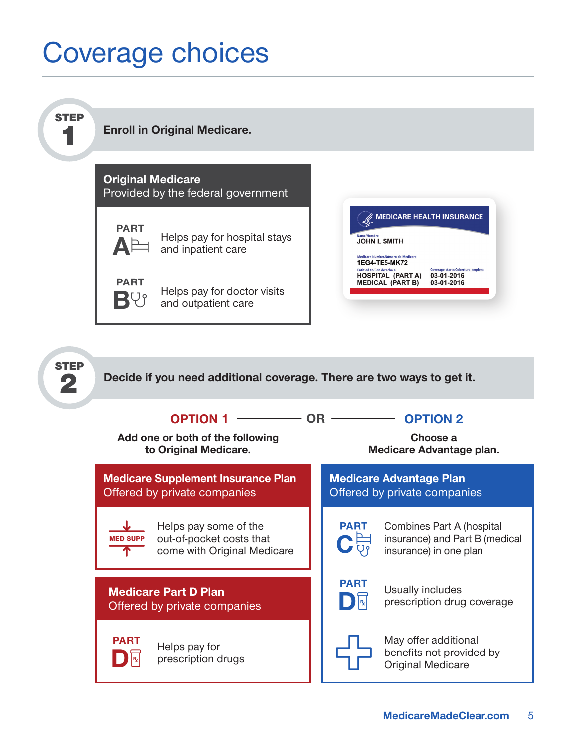# Coverage choices

**STEP 1**

**Enroll in Original Medicare.**

**Original Medicare**
Provided by the federal government

**PART A** — Helps pay for hospital stays and inpatient care

**PART B** — Helps pay for doctor visits and outpatient care

MEDICARE HEALTH INSURANCE
Name/Nombre
JOHN L SMITH
Medicare Number/Número de Medicare
1EG4-TE5-MK72
Entitled to/Con derecho a — Coverage starts/Cobertura empieza
HOSPITAL (PART A) 03-01-2016
MEDICAL (PART B) 03-01-2016

**STEP 2**

**Decide if you need additional coverage. There are two ways to get it.**

**OPTION 1** — OR — **OPTION 2**

**OPTION 1**

**Add one or both of the following to Original Medicare.**

**Medicare Supplement Insurance Plan**
Offered by private companies

MED SUPP — Helps pay some of the out-of-pocket costs that come with Original Medicare

**Medicare Part D Plan**
Offered by private companies

**PART D** — Helps pay for prescription drugs

**OPTION 2**

**Choose a Medicare Advantage plan.**

**Medicare Advantage Plan**
Offered by private companies

**PART C** — Combines Part A (hospital insurance) and Part B (medical insurance) in one plan

**PART D** — Usually includes prescription drug coverage

May offer additional benefits not provided by Original Medicare

MedicareMadeClear.com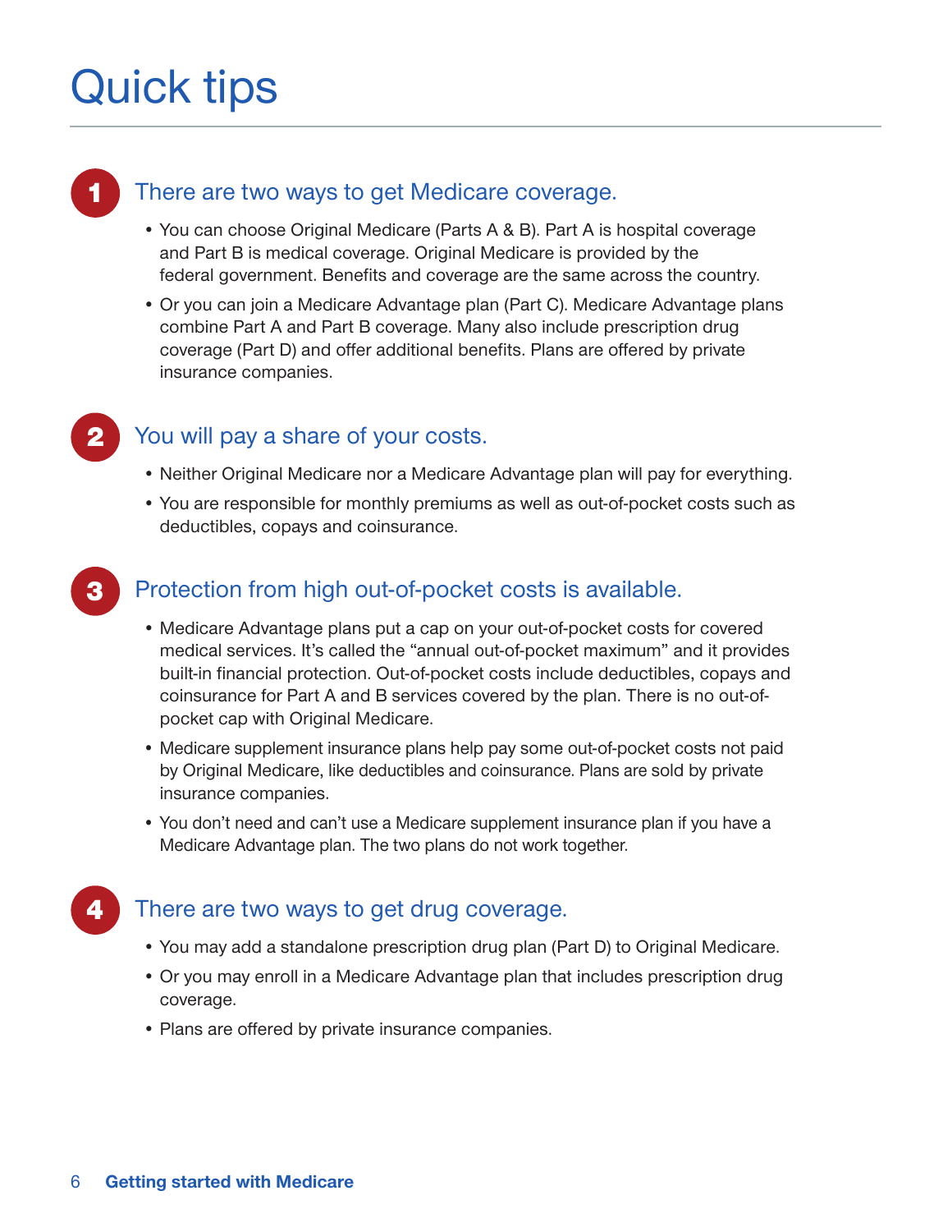# Quick tips

## 1 There are two ways to get Medicare coverage.

- You can choose Original Medicare (Parts A & B). Part A is hospital coverage and Part B is medical coverage. Original Medicare is provided by the federal government. Benefits and coverage are the same across the country.
- Or you can join a Medicare Advantage plan (Part C). Medicare Advantage plans combine Part A and Part B coverage. Many also include prescription drug coverage (Part D) and offer additional benefits. Plans are offered by private insurance companies.

## 2 You will pay a share of your costs.

- Neither Original Medicare nor a Medicare Advantage plan will pay for everything.
- You are responsible for monthly premiums as well as out-of-pocket costs such as deductibles, copays and coinsurance.

## 3 Protection from high out-of-pocket costs is available.

- Medicare Advantage plans put a cap on your out-of-pocket costs for covered medical services. It's called the "annual out-of-pocket maximum" and it provides built-in financial protection. Out-of-pocket costs include deductibles, copays and coinsurance for Part A and B services covered by the plan. There is no out-of-pocket cap with Original Medicare.
- Medicare supplement insurance plans help pay some out-of-pocket costs not paid by Original Medicare, like deductibles and coinsurance. Plans are sold by private insurance companies.
- You don't need and can't use a Medicare supplement insurance plan if you have a Medicare Advantage plan. The two plans do not work together.

## 4 There are two ways to get drug coverage.

- You may add a standalone prescription drug plan (Part D) to Original Medicare.
- Or you may enroll in a Medicare Advantage plan that includes prescription drug coverage.
- Plans are offered by private insurance companies.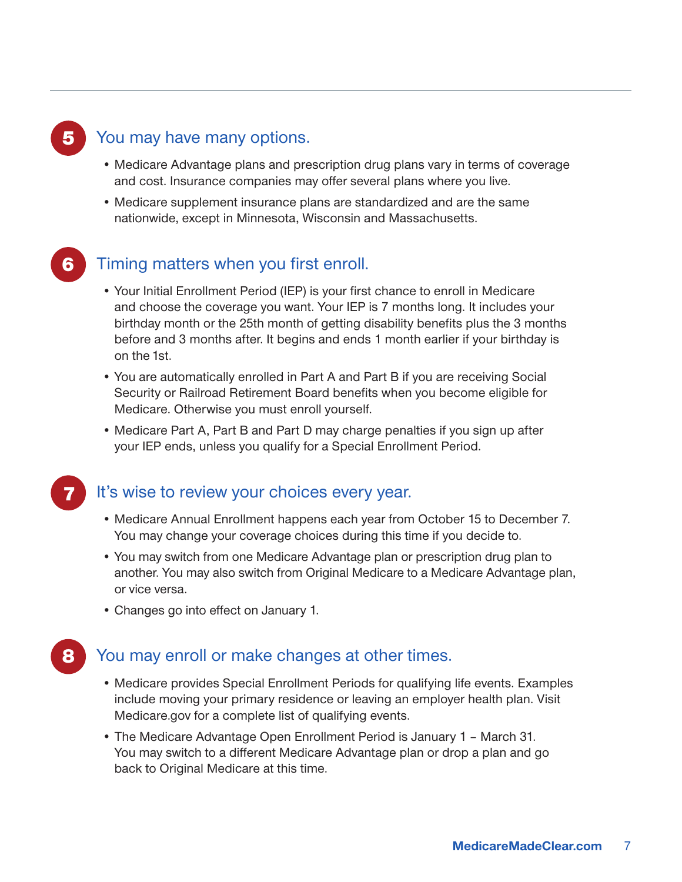## 5 You may have many options.

- Medicare Advantage plans and prescription drug plans vary in terms of coverage and cost. Insurance companies may offer several plans where you live.
- Medicare supplement insurance plans are standardized and are the same nationwide, except in Minnesota, Wisconsin and Massachusetts.

## 6 Timing matters when you first enroll.

- Your Initial Enrollment Period (IEP) is your first chance to enroll in Medicare and choose the coverage you want. Your IEP is 7 months long. It includes your birthday month or the 25th month of getting disability benefits plus the 3 months before and 3 months after. It begins and ends 1 month earlier if your birthday is on the 1st.
- You are automatically enrolled in Part A and Part B if you are receiving Social Security or Railroad Retirement Board benefits when you become eligible for Medicare. Otherwise you must enroll yourself.
- Medicare Part A, Part B and Part D may charge penalties if you sign up after your IEP ends, unless you qualify for a Special Enrollment Period.

## 7 It's wise to review your choices every year.

- Medicare Annual Enrollment happens each year from October 15 to December 7. You may change your coverage choices during this time if you decide to.
- You may switch from one Medicare Advantage plan or prescription drug plan to another. You may also switch from Original Medicare to a Medicare Advantage plan, or vice versa.
- Changes go into effect on January 1.

## 8 You may enroll or make changes at other times.

- Medicare provides Special Enrollment Periods for qualifying life events. Examples include moving your primary residence or leaving an employer health plan. Visit Medicare.gov for a complete list of qualifying events.
- The Medicare Advantage Open Enrollment Period is January 1 – March 31. You may switch to a different Medicare Advantage plan or drop a plan and go back to Original Medicare at this time.

**MedicareMadeClear.com**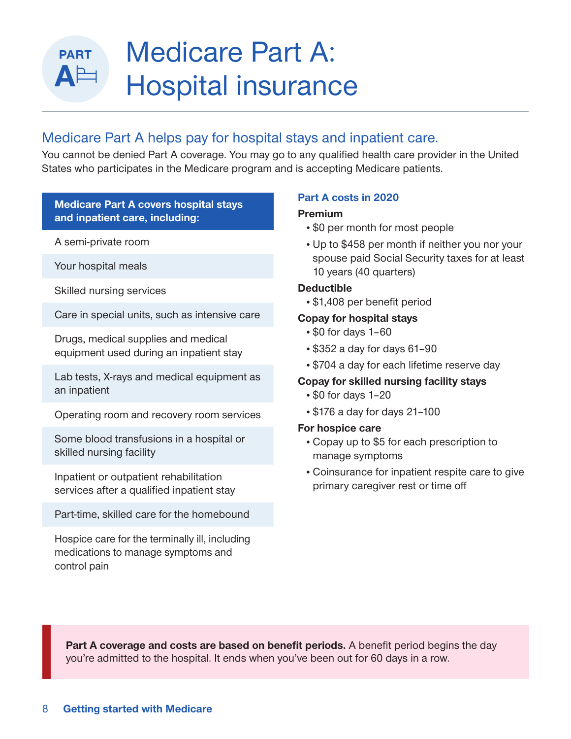# Medicare Part A: Hospital insurance

## Medicare Part A helps pay for hospital stays and inpatient care.

You cannot be denied Part A coverage. You may go to any qualified health care provider in the United States who participates in the Medicare program and is accepting Medicare patients.

| Medicare Part A covers hospital stays and inpatient care, including: |
| --- |
| A semi-private room |
| Your hospital meals |
| Skilled nursing services |
| Care in special units, such as intensive care |
| Drugs, medical supplies and medical equipment used during an inpatient stay |
| Lab tests, X-rays and medical equipment as an inpatient |
| Operating room and recovery room services |
| Some blood transfusions in a hospital or skilled nursing facility |
| Inpatient or outpatient rehabilitation services after a qualified inpatient stay |
| Part-time, skilled care for the homebound |
| Hospice care for the terminally ill, including medications to manage symptoms and control pain |

### Part A costs in 2020

**Premium**

- $0 per month for most people
- Up to $458 per month if neither you nor your spouse paid Social Security taxes for at least 10 years (40 quarters)

**Deductible**

- $1,408 per benefit period

**Copay for hospital stays**

- $0 for days 1–60
- $352 a day for days 61–90
- $704 a day for each lifetime reserve day

**Copay for skilled nursing facility stays**

- $0 for days 1–20
- $176 a day for days 21–100

**For hospice care**

- Copay up to $5 for each prescription to manage symptoms
- Coinsurance for inpatient respite care to give primary caregiver rest or time off

**Part A coverage and costs are based on benefit periods.** A benefit period begins the day you're admitted to the hospital. It ends when you've been out for 60 days in a row.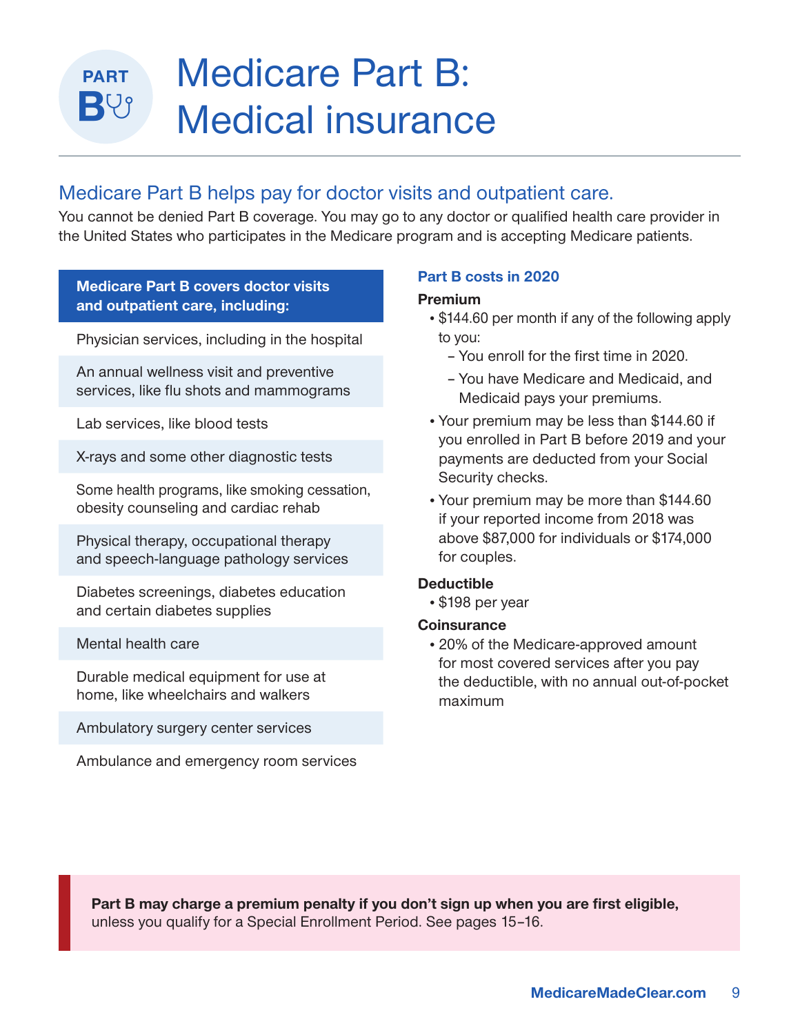# Medicare Part B: Medical insurance

## Medicare Part B helps pay for doctor visits and outpatient care.

You cannot be denied Part B coverage. You may go to any doctor or qualified health care provider in the United States who participates in the Medicare program and is accepting Medicare patients.

| Medicare Part B covers doctor visits and outpatient care, including: |
|---|
| Physician services, including in the hospital |
| An annual wellness visit and preventive services, like flu shots and mammograms |
| Lab services, like blood tests |
| X-rays and some other diagnostic tests |
| Some health programs, like smoking cessation, obesity counseling and cardiac rehab |
| Physical therapy, occupational therapy and speech-language pathology services |
| Diabetes screenings, diabetes education and certain diabetes supplies |
| Mental health care |
| Durable medical equipment for use at home, like wheelchairs and walkers |
| Ambulatory surgery center services |
| Ambulance and emergency room services |

### Part B costs in 2020

**Premium**

- $144.60 per month if any of the following apply to you:
  - You enroll for the first time in 2020.
  - You have Medicare and Medicaid, and Medicaid pays your premiums.
- Your premium may be less than $144.60 if you enrolled in Part B before 2019 and your payments are deducted from your Social Security checks.
- Your premium may be more than $144.60 if your reported income from 2018 was above $87,000 for individuals or $174,000 for couples.

**Deductible**

- $198 per year

**Coinsurance**

- 20% of the Medicare-approved amount for most covered services after you pay the deductible, with no annual out-of-pocket maximum

**Part B may charge a premium penalty if you don't sign up when you are first eligible,** unless you qualify for a Special Enrollment Period. See pages 15–16.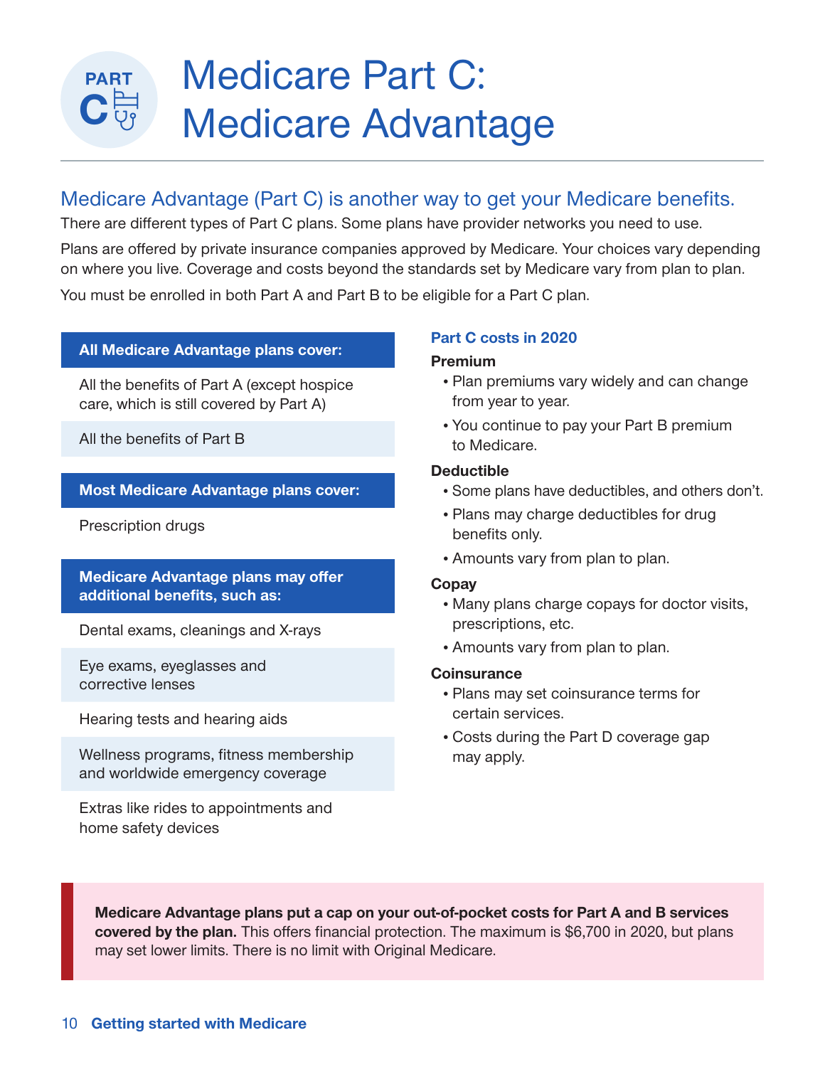# Medicare Part C: Medicare Advantage

## Medicare Advantage (Part C) is another way to get your Medicare benefits.

There are different types of Part C plans. Some plans have provider networks you need to use.

Plans are offered by private insurance companies approved by Medicare. Your choices vary depending on where you live. Coverage and costs beyond the standards set by Medicare vary from plan to plan.

You must be enrolled in both Part A and Part B to be eligible for a Part C plan.

| All Medicare Advantage plans cover: |
| --- |
| All the benefits of Part A (except hospice care, which is still covered by Part A) |
| All the benefits of Part B |

| Most Medicare Advantage plans cover: |
| --- |
| Prescription drugs |

| Medicare Advantage plans may offer additional benefits, such as: |
| --- |
| Dental exams, cleanings and X-rays |
| Eye exams, eyeglasses and corrective lenses |
| Hearing tests and hearing aids |
| Wellness programs, fitness membership and worldwide emergency coverage |
| Extras like rides to appointments and home safety devices |

### Part C costs in 2020

**Premium**

- Plan premiums vary widely and can change from year to year.
- You continue to pay your Part B premium to Medicare.

**Deductible**

- Some plans have deductibles, and others don't.
- Plans may charge deductibles for drug benefits only.
- Amounts vary from plan to plan.

**Copay**

- Many plans charge copays for doctor visits, prescriptions, etc.
- Amounts vary from plan to plan.

**Coinsurance**

- Plans may set coinsurance terms for certain services.
- Costs during the Part D coverage gap may apply.

**Medicare Advantage plans put a cap on your out-of-pocket costs for Part A and B services covered by the plan.** This offers financial protection. The maximum is $6,700 in 2020, but plans may set lower limits. There is no limit with Original Medicare.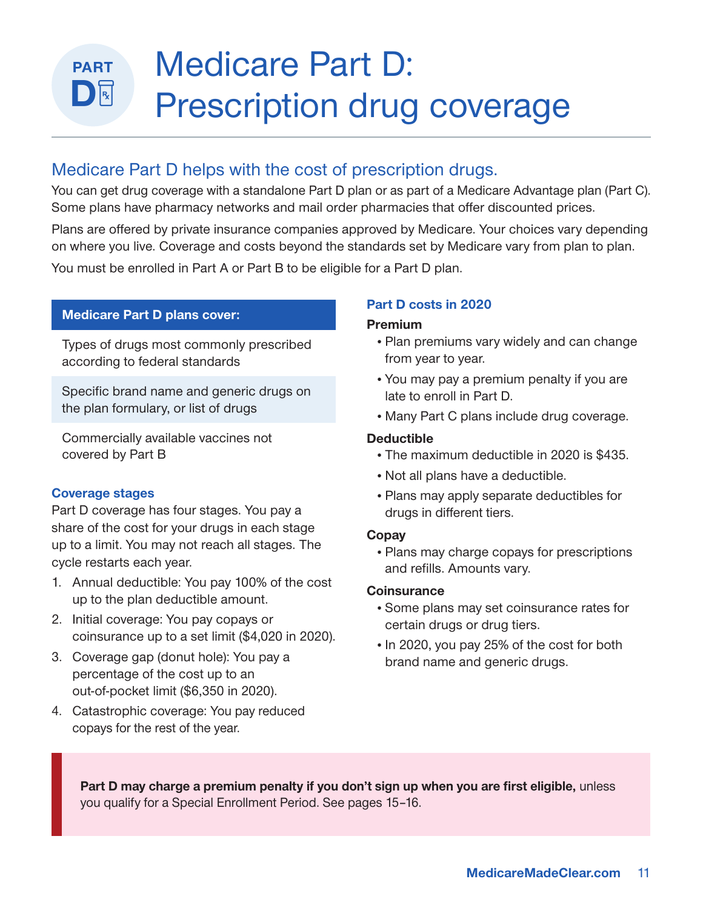# Medicare Part D: Prescription drug coverage

## Medicare Part D helps with the cost of prescription drugs.

You can get drug coverage with a standalone Part D plan or as part of a Medicare Advantage plan (Part C). Some plans have pharmacy networks and mail order pharmacies that offer discounted prices.

Plans are offered by private insurance companies approved by Medicare. Your choices vary depending on where you live. Coverage and costs beyond the standards set by Medicare vary from plan to plan.

You must be enrolled in Part A or Part B to be eligible for a Part D plan.

| Medicare Part D plans cover: |
| --- |
| Types of drugs most commonly prescribed according to federal standards |
| Specific brand name and generic drugs on the plan formulary, or list of drugs |
| Commercially available vaccines not covered by Part B |

### Coverage stages

Part D coverage has four stages. You pay a share of the cost for your drugs in each stage up to a limit. You may not reach all stages. The cycle restarts each year.

1. Annual deductible: You pay 100% of the cost up to the plan deductible amount.
2. Initial coverage: You pay copays or coinsurance up to a set limit ($4,020 in 2020).
3. Coverage gap (donut hole): You pay a percentage of the cost up to an out-of-pocket limit ($6,350 in 2020).
4. Catastrophic coverage: You pay reduced copays for the rest of the year.

### Part D costs in 2020

**Premium**

- Plan premiums vary widely and can change from year to year.
- You may pay a premium penalty if you are late to enroll in Part D.
- Many Part C plans include drug coverage.

**Deductible**

- The maximum deductible in 2020 is $435.
- Not all plans have a deductible.
- Plans may apply separate deductibles for drugs in different tiers.

**Copay**

- Plans may charge copays for prescriptions and refills. Amounts vary.

**Coinsurance**

- Some plans may set coinsurance rates for certain drugs or drug tiers.
- In 2020, you pay 25% of the cost for both brand name and generic drugs.

**Part D may charge a premium penalty if you don't sign up when you are first eligible,** unless you qualify for a Special Enrollment Period. See pages 15–16.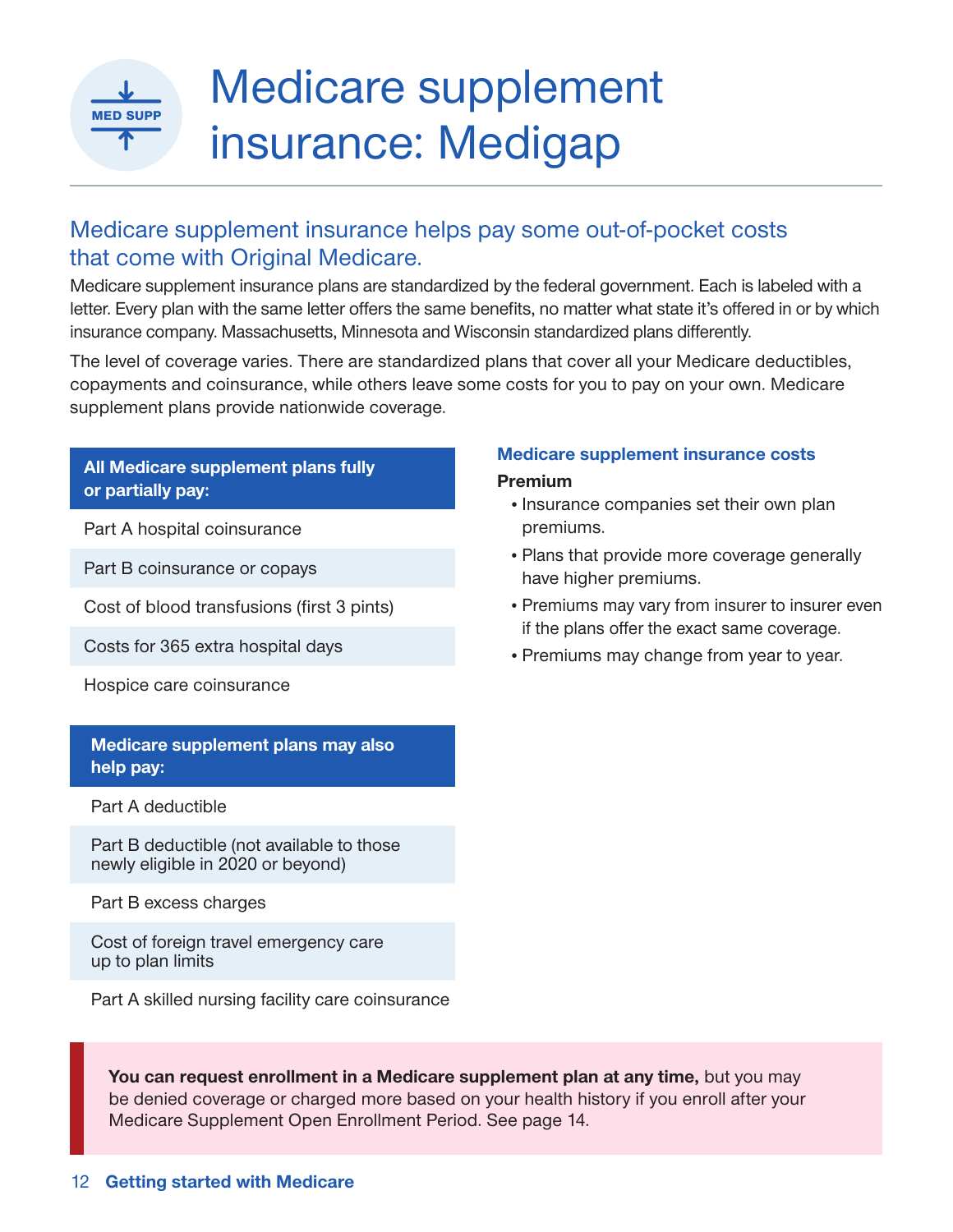# Medicare supplement insurance: Medigap

## Medicare supplement insurance helps pay some out-of-pocket costs that come with Original Medicare.

Medicare supplement insurance plans are standardized by the federal government. Each is labeled with a letter. Every plan with the same letter offers the same benefits, no matter what state it's offered in or by which insurance company. Massachusetts, Minnesota and Wisconsin standardized plans differently.

The level of coverage varies. There are standardized plans that cover all your Medicare deductibles, copayments and coinsurance, while others leave some costs for you to pay on your own. Medicare supplement plans provide nationwide coverage.

| All Medicare supplement plans fully or partially pay: |
| --- |
| Part A hospital coinsurance |
| Part B coinsurance or copays |
| Cost of blood transfusions (first 3 pints) |
| Costs for 365 extra hospital days |
| Hospice care coinsurance |

| Medicare supplement plans may also help pay: |
| --- |
| Part A deductible |
| Part B deductible (not available to those newly eligible in 2020 or beyond) |
| Part B excess charges |
| Cost of foreign travel emergency care up to plan limits |
| Part A skilled nursing facility care coinsurance |

### Medicare supplement insurance costs

**Premium**

- Insurance companies set their own plan premiums.
- Plans that provide more coverage generally have higher premiums.
- Premiums may vary from insurer to insurer even if the plans offer the exact same coverage.
- Premiums may change from year to year.

**You can request enrollment in a Medicare supplement plan at any time,** but you may be denied coverage or charged more based on your health history if you enroll after your Medicare Supplement Open Enrollment Period. See page 14.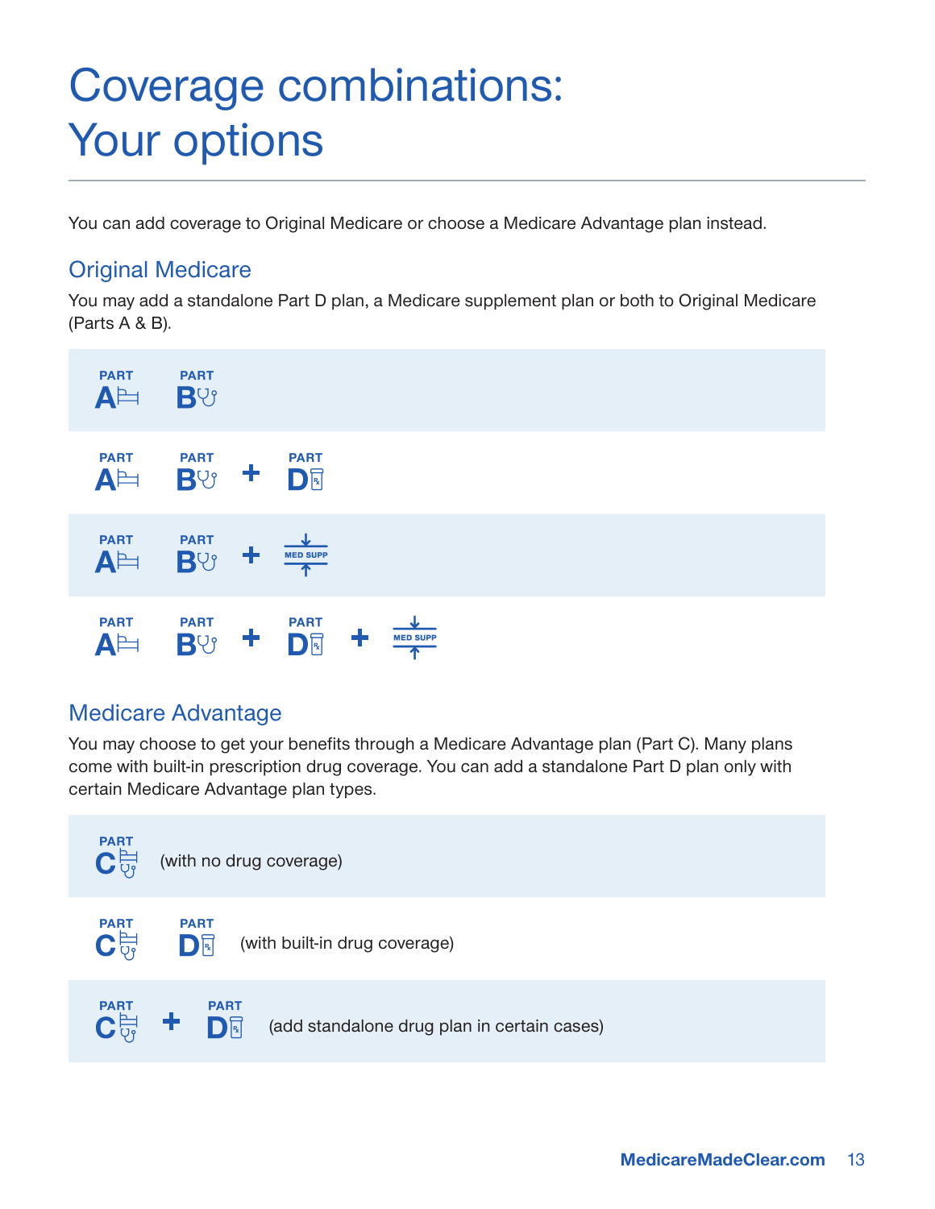# Coverage combinations: Your options

You can add coverage to Original Medicare or choose a Medicare Advantage plan instead.

## Original Medicare

You may add a standalone Part D plan, a Medicare supplement plan or both to Original Medicare (Parts A & B).

- PART A PART B
- PART A PART B + PART D
- PART A PART B + MED SUPP
- PART A PART B + PART D + MED SUPP

## Medicare Advantage

You may choose to get your benefits through a Medicare Advantage plan (Part C). Many plans come with built-in prescription drug coverage. You can add a standalone Part D plan only with certain Medicare Advantage plan types.

- PART C (with no drug coverage)
- PART C PART D (with built-in drug coverage)
- PART C + PART D (add standalone drug plan in certain cases)

MedicareMadeClear.com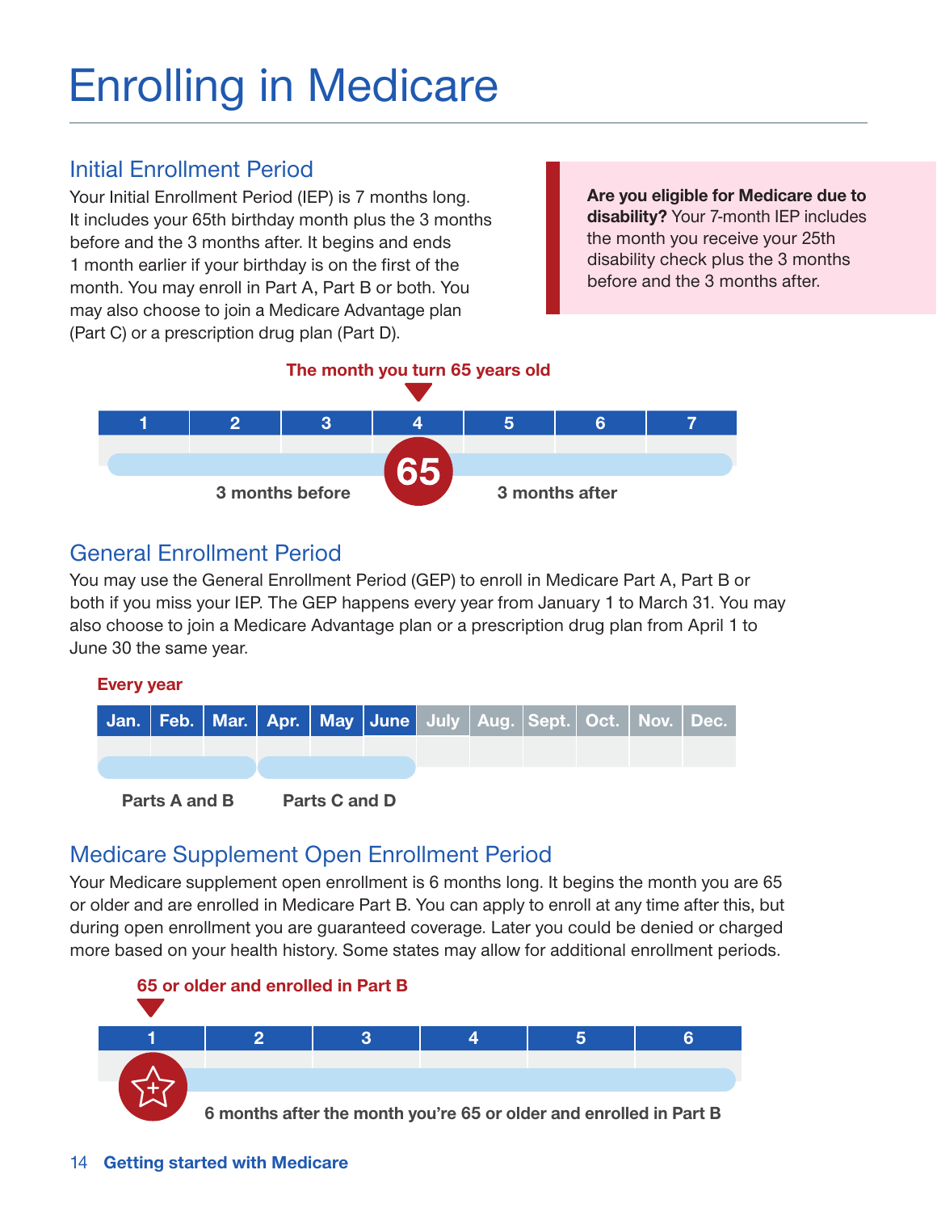# Enrolling in Medicare

## Initial Enrollment Period

Your Initial Enrollment Period (IEP) is 7 months long. It includes your 65th birthday month plus the 3 months before and the 3 months after. It begins and ends 1 month earlier if your birthday is on the first of the month. You may enroll in Part A, Part B or both. You may also choose to join a Medicare Advantage plan (Part C) or a prescription drug plan (Part D).

**Are you eligible for Medicare due to disability?** Your 7-month IEP includes the month you receive your 25th disability check plus the 3 months before and the 3 months after.

**The month you turn 65 years old**

| 1 | 2 | 3 | 4 | 5 | 6 | 7 |
|---|---|---|---|---|---|---|
| 3 months before | | | 65 | 3 months after | | |

## General Enrollment Period

You may use the General Enrollment Period (GEP) to enroll in Medicare Part A, Part B or both if you miss your IEP. The GEP happens every year from January 1 to March 31. You may also choose to join a Medicare Advantage plan or a prescription drug plan from April 1 to June 30 the same year.

**Every year**

| Jan. | Feb. | Mar. | Apr. | May | June | July | Aug. | Sept. | Oct. | Nov. | Dec. |
|---|---|---|---|---|---|---|---|---|---|---|---|
| Parts A and B | | | Parts C and D | | | | | | | | |

## Medicare Supplement Open Enrollment Period

Your Medicare supplement open enrollment is 6 months long. It begins the month you are 65 or older and are enrolled in Medicare Part B. You can apply to enroll at any time after this, but during open enrollment you are guaranteed coverage. Later you could be denied or charged more based on your health history. Some states may allow for additional enrollment periods.

**65 or older and enrolled in Part B**

| 1 | 2 | 3 | 4 | 5 | 6 |
|---|---|---|---|---|---|
| 6 months after the month you're 65 or older and enrolled in Part B | | | | | |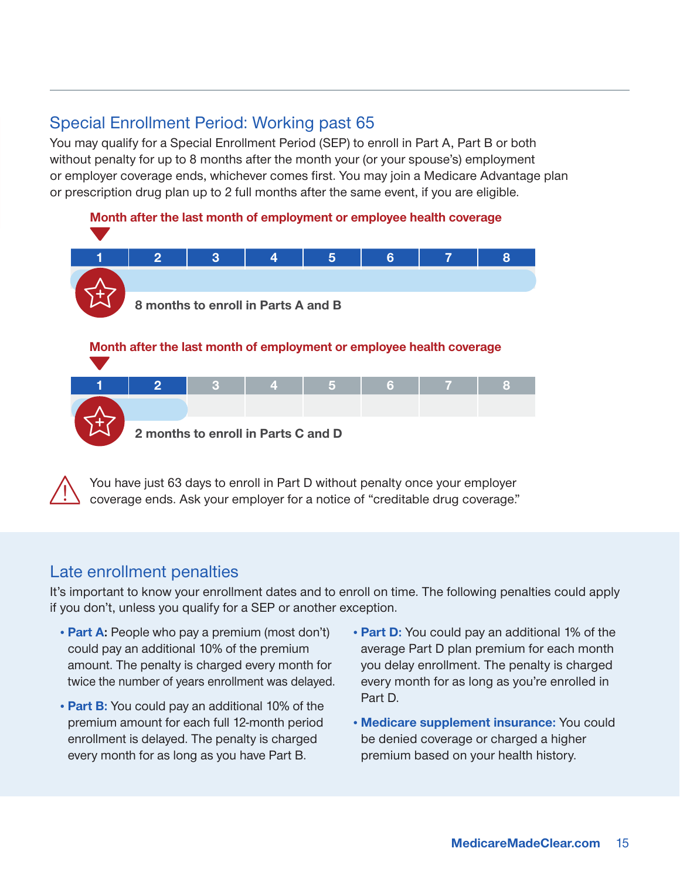## Special Enrollment Period: Working past 65

You may qualify for a Special Enrollment Period (SEP) to enroll in Part A, Part B or both without penalty for up to 8 months after the month your (or your spouse's) employment or employer coverage ends, whichever comes first. You may join a Medicare Advantage plan or prescription drug plan up to 2 full months after the same event, if you are eligible.

**Month after the last month of employment or employee health coverage**

| 1 | 2 | 3 | 4 | 5 | 6 | 7 | 8 |
|---|---|---|---|---|---|---|---|

**8 months to enroll in Parts A and B**

**Month after the last month of employment or employee health coverage**

| 1 | 2 | 3 | 4 | 5 | 6 | 7 | 8 |
|---|---|---|---|---|---|---|---|

**2 months to enroll in Parts C and D**

You have just 63 days to enroll in Part D without penalty once your employer coverage ends. Ask your employer for a notice of "creditable drug coverage."

## Late enrollment penalties

It's important to know your enrollment dates and to enroll on time. The following penalties could apply if you don't, unless you qualify for a SEP or another exception.

- **Part A:** People who pay a premium (most don't) could pay an additional 10% of the premium amount. The penalty is charged every month for twice the number of years enrollment was delayed.
- **Part B:** You could pay an additional 10% of the premium amount for each full 12-month period enrollment is delayed. The penalty is charged every month for as long as you have Part B.
- **Part D:** You could pay an additional 1% of the average Part D plan premium for each month you delay enrollment. The penalty is charged every month for as long as you're enrolled in Part D.
- **Medicare supplement insurance:** You could be denied coverage or charged a higher premium based on your health history.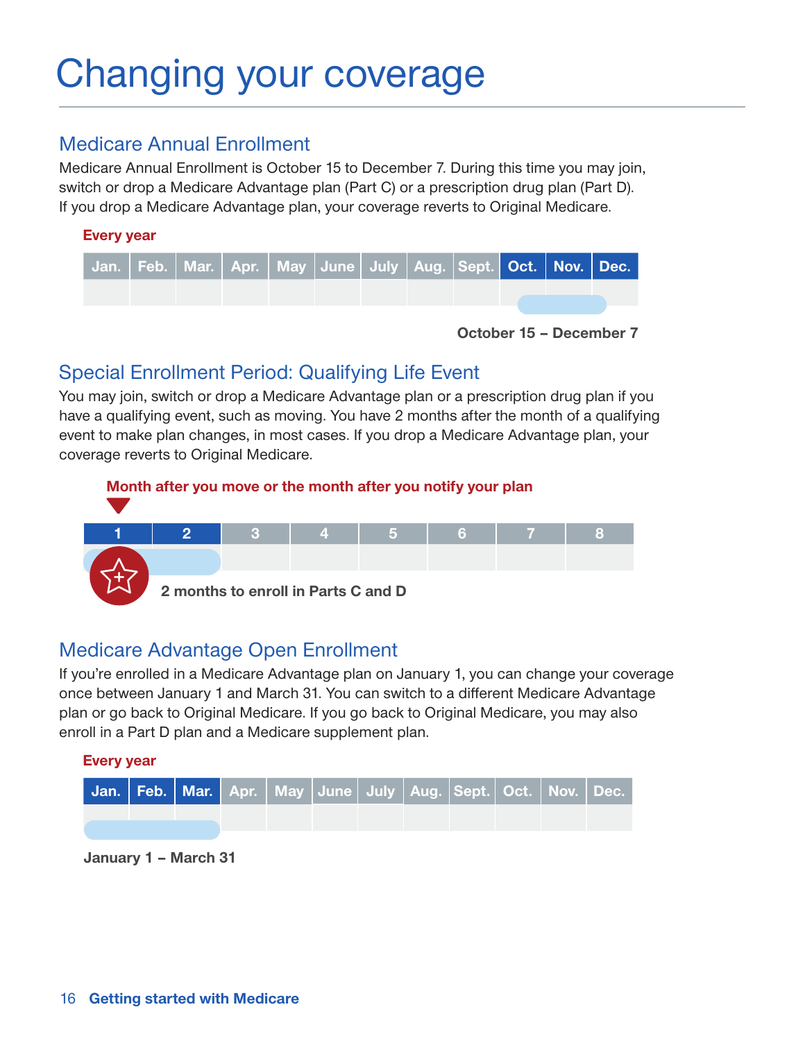# Changing your coverage

## Medicare Annual Enrollment

Medicare Annual Enrollment is October 15 to December 7. During this time you may join, switch or drop a Medicare Advantage plan (Part C) or a prescription drug plan (Part D). If you drop a Medicare Advantage plan, your coverage reverts to Original Medicare.

**Every year**

| Jan. | Feb. | Mar. | Apr. | May | June | July | Aug. | Sept. | Oct. | Nov. | Dec. |
|---|---|---|---|---|---|---|---|---|---|---|---|

**October 15 – December 7**

## Special Enrollment Period: Qualifying Life Event

You may join, switch or drop a Medicare Advantage plan or a prescription drug plan if you have a qualifying event, such as moving. You have 2 months after the month of a qualifying event to make plan changes, in most cases. If you drop a Medicare Advantage plan, your coverage reverts to Original Medicare.

**Month after you move or the month after you notify your plan**

| 1 | 2 | 3 | 4 | 5 | 6 | 7 | 8 |
|---|---|---|---|---|---|---|---|

**2 months to enroll in Parts C and D**

## Medicare Advantage Open Enrollment

If you're enrolled in a Medicare Advantage plan on January 1, you can change your coverage once between January 1 and March 31. You can switch to a different Medicare Advantage plan or go back to Original Medicare. If you go back to Original Medicare, you may also enroll in a Part D plan and a Medicare supplement plan.

**Every year**

| Jan. | Feb. | Mar. | Apr. | May | June | July | Aug. | Sept. | Oct. | Nov. | Dec. |
|---|---|---|---|---|---|---|---|---|---|---|---|

**January 1 – March 31**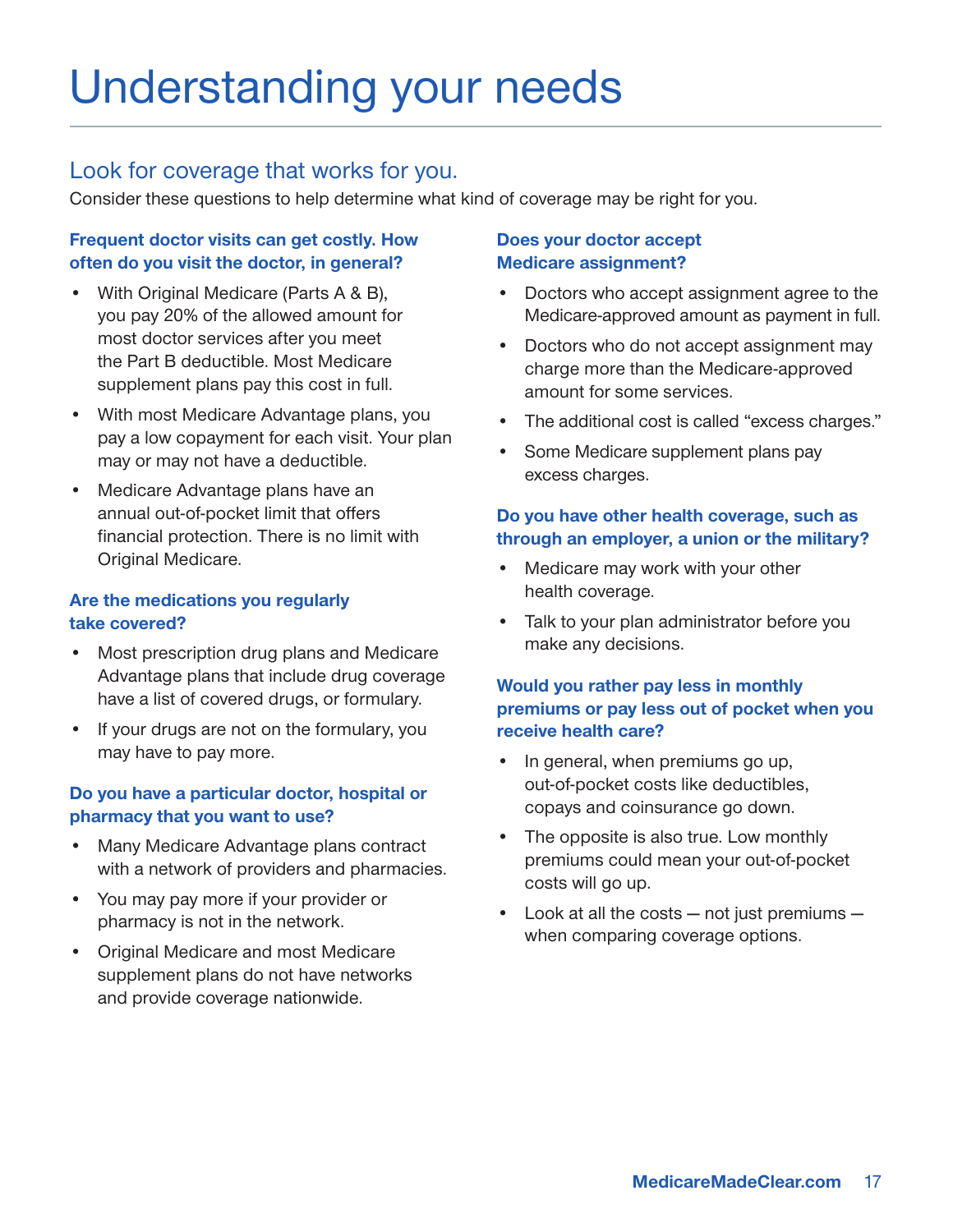# Understanding your needs

## Look for coverage that works for you.

Consider these questions to help determine what kind of coverage may be right for you.

### Frequent doctor visits can get costly. How often do you visit the doctor, in general?

- With Original Medicare (Parts A & B), you pay 20% of the allowed amount for most doctor services after you meet the Part B deductible. Most Medicare supplement plans pay this cost in full.
- With most Medicare Advantage plans, you pay a low copayment for each visit. Your plan may or may not have a deductible.
- Medicare Advantage plans have an annual out-of-pocket limit that offers financial protection. There is no limit with Original Medicare.

### Are the medications you regularly take covered?

- Most prescription drug plans and Medicare Advantage plans that include drug coverage have a list of covered drugs, or formulary.
- If your drugs are not on the formulary, you may have to pay more.

### Do you have a particular doctor, hospital or pharmacy that you want to use?

- Many Medicare Advantage plans contract with a network of providers and pharmacies.
- You may pay more if your provider or pharmacy is not in the network.
- Original Medicare and most Medicare supplement plans do not have networks and provide coverage nationwide.

### Does your doctor accept Medicare assignment?

- Doctors who accept assignment agree to the Medicare-approved amount as payment in full.
- Doctors who do not accept assignment may charge more than the Medicare-approved amount for some services.
- The additional cost is called "excess charges."
- Some Medicare supplement plans pay excess charges.

### Do you have other health coverage, such as through an employer, a union or the military?

- Medicare may work with your other health coverage.
- Talk to your plan administrator before you make any decisions.

### Would you rather pay less in monthly premiums or pay less out of pocket when you receive health care?

- In general, when premiums go up, out-of-pocket costs like deductibles, copays and coinsurance go down.
- The opposite is also true. Low monthly premiums could mean your out-of-pocket costs will go up.
- Look at all the costs — not just premiums — when comparing coverage options.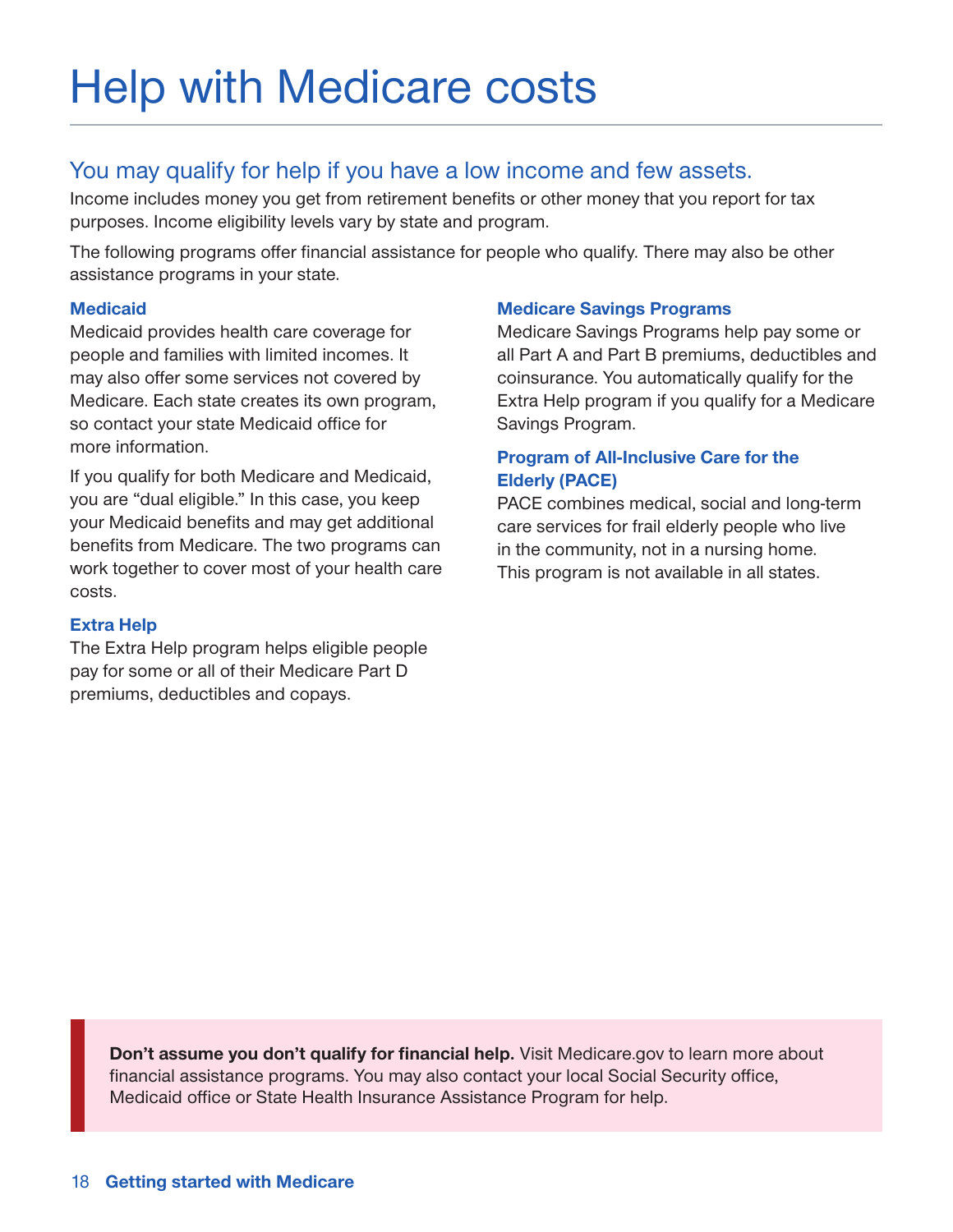# Help with Medicare costs

## You may qualify for help if you have a low income and few assets.

Income includes money you get from retirement benefits or other money that you report for tax purposes. Income eligibility levels vary by state and program.

The following programs offer financial assistance for people who qualify. There may also be other assistance programs in your state.

### Medicaid

Medicaid provides health care coverage for people and families with limited incomes. It may also offer some services not covered by Medicare. Each state creates its own program, so contact your state Medicaid office for more information.

If you qualify for both Medicare and Medicaid, you are "dual eligible." In this case, you keep your Medicaid benefits and may get additional benefits from Medicare. The two programs can work together to cover most of your health care costs.

### Extra Help

The Extra Help program helps eligible people pay for some or all of their Medicare Part D premiums, deductibles and copays.

### Medicare Savings Programs

Medicare Savings Programs help pay some or all Part A and Part B premiums, deductibles and coinsurance. You automatically qualify for the Extra Help program if you qualify for a Medicare Savings Program.

### Program of All-Inclusive Care for the Elderly (PACE)

PACE combines medical, social and long-term care services for frail elderly people who live in the community, not in a nursing home. This program is not available in all states.

**Don't assume you don't qualify for financial help.** Visit Medicare.gov to learn more about financial assistance programs. You may also contact your local Social Security office, Medicaid office or State Health Insurance Assistance Program for help.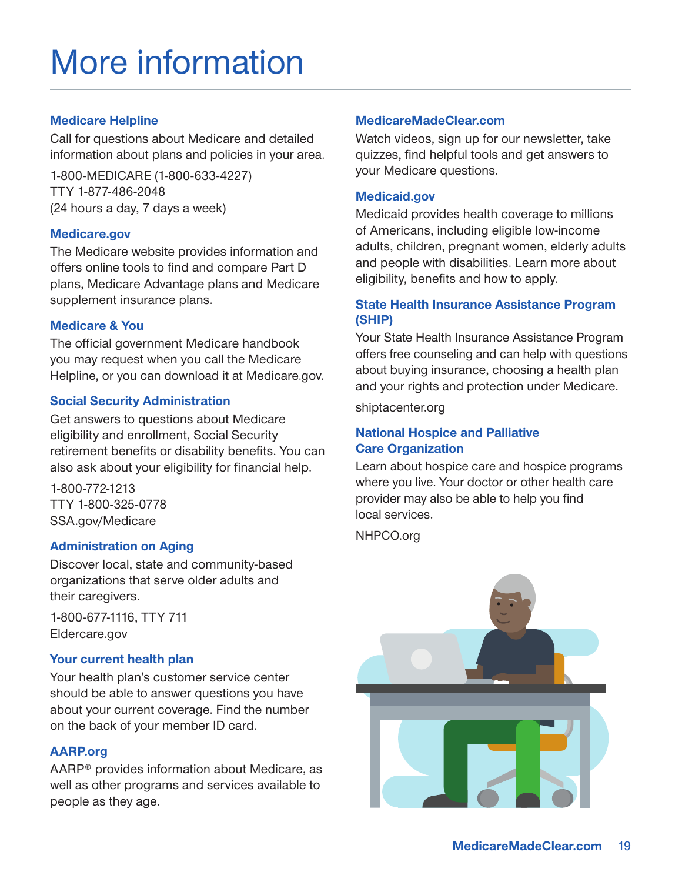# More information

### Medicare Helpline

Call for questions about Medicare and detailed information about plans and policies in your area.

1-800-MEDICARE (1-800-633-4227)
TTY 1-877-486-2048
(24 hours a day, 7 days a week)

### Medicare.gov

The Medicare website provides information and offers online tools to find and compare Part D plans, Medicare Advantage plans and Medicare supplement insurance plans.

### Medicare & You

The official government Medicare handbook you may request when you call the Medicare Helpline, or you can download it at Medicare.gov.

### Social Security Administration

Get answers to questions about Medicare eligibility and enrollment, Social Security retirement benefits or disability benefits. You can also ask about your eligibility for financial help.

1-800-772-1213
TTY 1-800-325-0778
SSA.gov/Medicare

### Administration on Aging

Discover local, state and community-based organizations that serve older adults and their caregivers.

1-800-677-1116, TTY 711
Eldercare.gov

### Your current health plan

Your health plan's customer service center should be able to answer questions you have about your current coverage. Find the number on the back of your member ID card.

### AARP.org

AARP® provides information about Medicare, as well as other programs and services available to people as they age.

### MedicareMadeClear.com

Watch videos, sign up for our newsletter, take quizzes, find helpful tools and get answers to your Medicare questions.

### Medicaid.gov

Medicaid provides health coverage to millions of Americans, including eligible low-income adults, children, pregnant women, elderly adults and people with disabilities. Learn more about eligibility, benefits and how to apply.

### State Health Insurance Assistance Program (SHIP)

Your State Health Insurance Assistance Program offers free counseling and can help with questions about buying insurance, choosing a health plan and your rights and protection under Medicare.

shiptacenter.org

### National Hospice and Palliative Care Organization

Learn about hospice care and hospice programs where you live. Your doctor or other health care provider may also be able to help you find local services.

NHPCO.org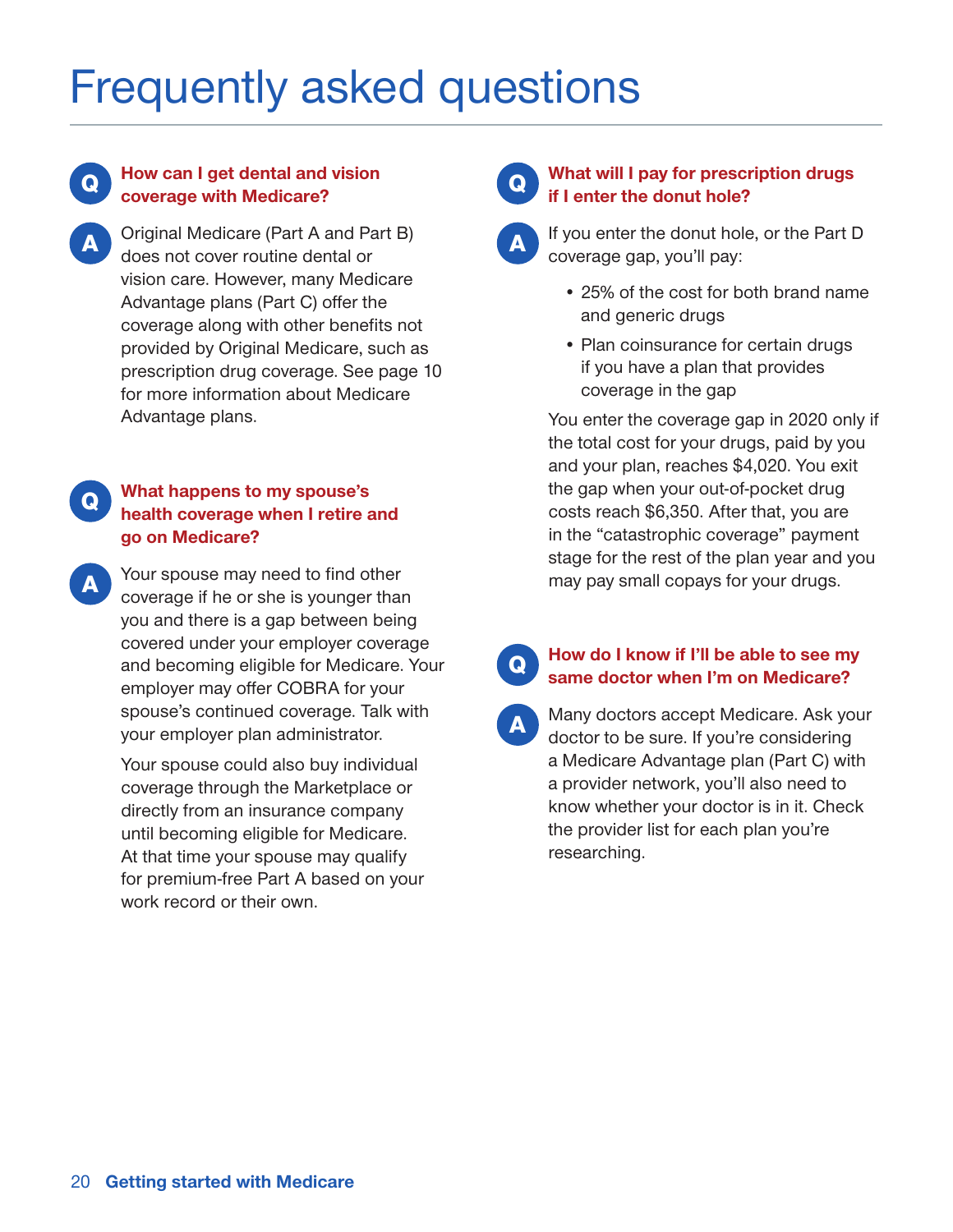# Frequently asked questions

**Q: How can I get dental and vision coverage with Medicare?**

**A:** Original Medicare (Part A and Part B) does not cover routine dental or vision care. However, many Medicare Advantage plans (Part C) offer the coverage along with other benefits not provided by Original Medicare, such as prescription drug coverage. See page 10 for more information about Medicare Advantage plans.

**Q: What happens to my spouse's health coverage when I retire and go on Medicare?**

**A:** Your spouse may need to find other coverage if he or she is younger than you and there is a gap between being covered under your employer coverage and becoming eligible for Medicare. Your employer may offer COBRA for your spouse's continued coverage. Talk with your employer plan administrator.

Your spouse could also buy individual coverage through the Marketplace or directly from an insurance company until becoming eligible for Medicare. At that time your spouse may qualify for premium-free Part A based on your work record or their own.

**Q: What will I pay for prescription drugs if I enter the donut hole?**

**A:** If you enter the donut hole, or the Part D coverage gap, you'll pay:

- 25% of the cost for both brand name and generic drugs
- Plan coinsurance for certain drugs if you have a plan that provides coverage in the gap

You enter the coverage gap in 2020 only if the total cost for your drugs, paid by you and your plan, reaches $4,020. You exit the gap when your out-of-pocket drug costs reach $6,350. After that, you are in the "catastrophic coverage" payment stage for the rest of the plan year and you may pay small copays for your drugs.

**Q: How do I know if I'll be able to see my same doctor when I'm on Medicare?**

**A:** Many doctors accept Medicare. Ask your doctor to be sure. If you're considering a Medicare Advantage plan (Part C) with a provider network, you'll also need to know whether your doctor is in it. Check the provider list for each plan you're researching.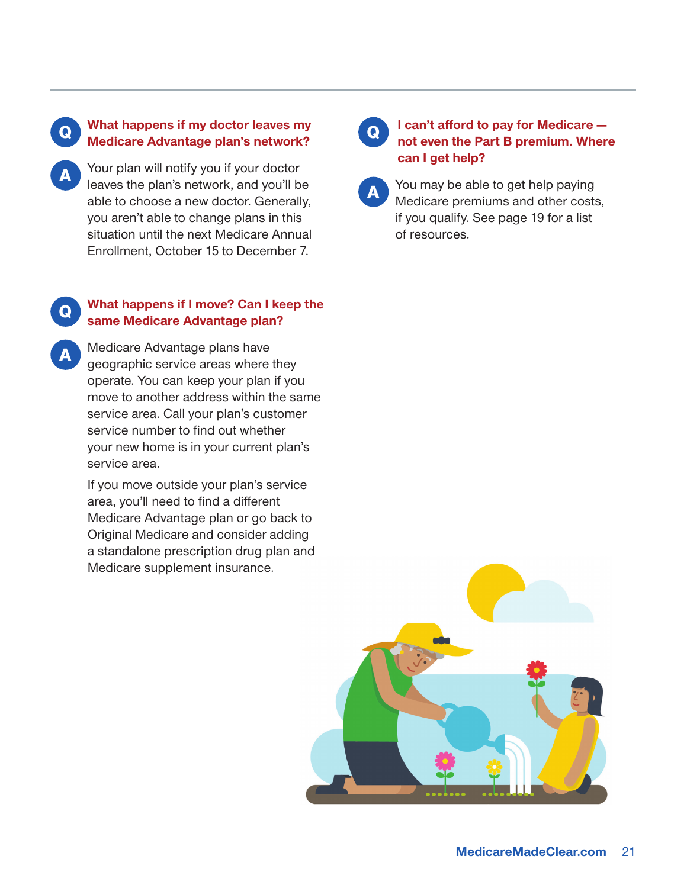**Q: What happens if my doctor leaves my Medicare Advantage plan's network?**

**A:** Your plan will notify you if your doctor leaves the plan's network, and you'll be able to choose a new doctor. Generally, you aren't able to change plans in this situation until the next Medicare Annual Enrollment, October 15 to December 7.

**Q: What happens if I move? Can I keep the same Medicare Advantage plan?**

**A:** Medicare Advantage plans have geographic service areas where they operate. You can keep your plan if you move to another address within the same service area. Call your plan's customer service number to find out whether your new home is in your current plan's service area.

If you move outside your plan's service area, you'll need to find a different Medicare Advantage plan or go back to Original Medicare and consider adding a standalone prescription drug plan and Medicare supplement insurance.

**Q: I can't afford to pay for Medicare — not even the Part B premium. Where can I get help?**

**A:** You may be able to get help paying Medicare premiums and other costs, if you qualify. See page 19 for a list of resources.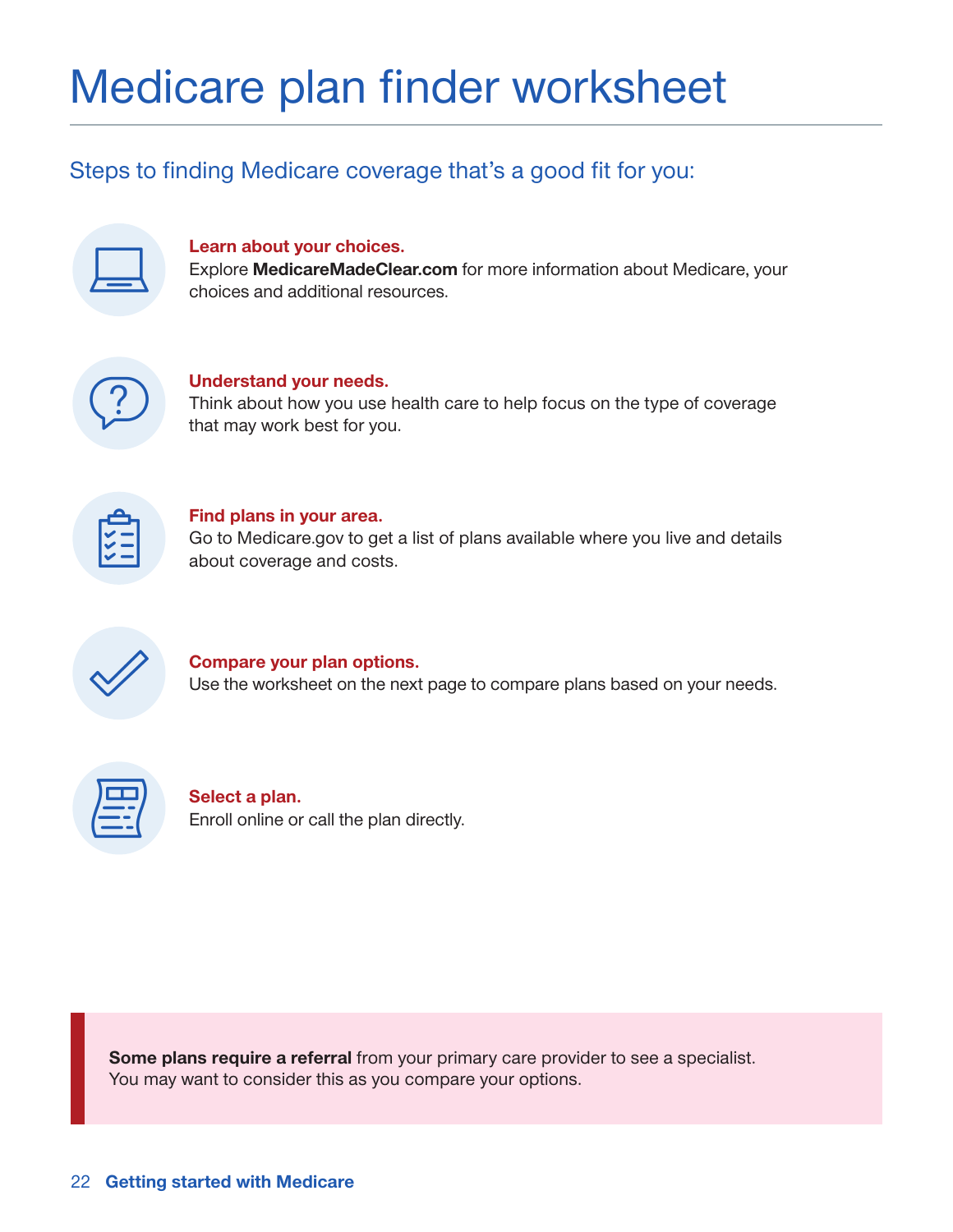# Medicare plan finder worksheet

## Steps to finding Medicare coverage that's a good fit for you:

**Learn about your choices.**
Explore **MedicareMadeClear.com** for more information about Medicare, your choices and additional resources.

**Understand your needs.**
Think about how you use health care to help focus on the type of coverage that may work best for you.

**Find plans in your area.**
Go to Medicare.gov to get a list of plans available where you live and details about coverage and costs.

**Compare your plan options.**
Use the worksheet on the next page to compare plans based on your needs.

**Select a plan.**
Enroll online or call the plan directly.

**Some plans require a referral** from your primary care provider to see a specialist. You may want to consider this as you compare your options.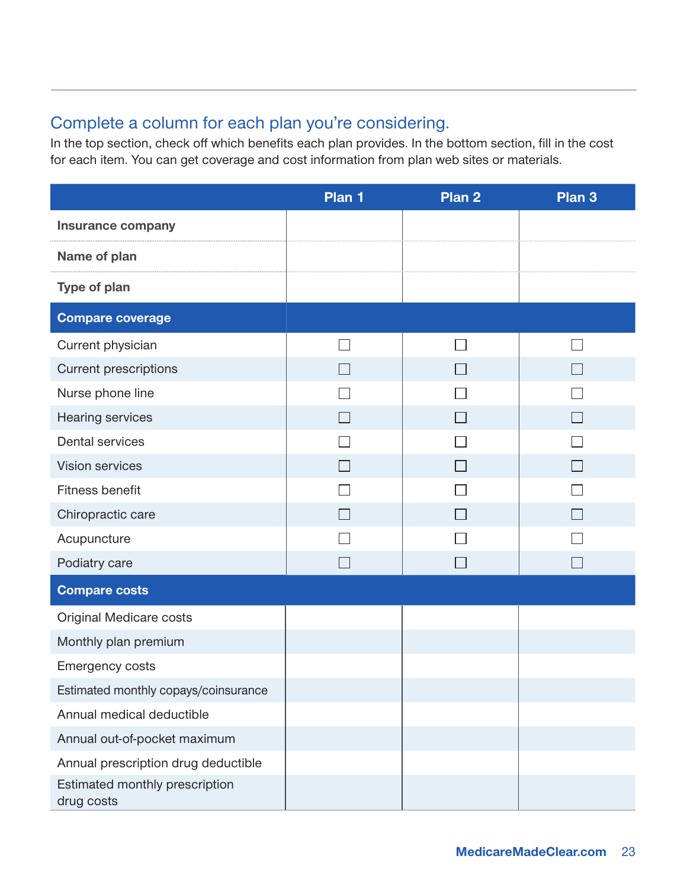## Complete a column for each plan you're considering.

In the top section, check off which benefits each plan provides. In the bottom section, fill in the cost for each item. You can get coverage and cost information from plan web sites or materials.

| | Plan 1 | Plan 2 | Plan 3 |
|---|---|---|---|
| **Insurance company** | | | |
| **Name of plan** | | | |
| **Type of plan** | | | |
| **Compare coverage** | | | |
| Current physician | ☐ | ☐ | ☐ |
| Current prescriptions | ☐ | ☐ | ☐ |
| Nurse phone line | ☐ | ☐ | ☐ |
| Hearing services | ☐ | ☐ | ☐ |
| Dental services | ☐ | ☐ | ☐ |
| Vision services | ☐ | ☐ | ☐ |
| Fitness benefit | ☐ | ☐ | ☐ |
| Chiropractic care | ☐ | ☐ | ☐ |
| Acupuncture | ☐ | ☐ | ☐ |
| Podiatry care | ☐ | ☐ | ☐ |
| **Compare costs** | | | |
| Original Medicare costs | | | |
| Monthly plan premium | | | |
| Emergency costs | | | |
| Estimated monthly copays/coinsurance | | | |
| Annual medical deductible | | | |
| Annual out-of-pocket maximum | | | |
| Annual prescription drug deductible | | | |
| Estimated monthly prescription drug costs | | | |

MedicareMadeClear.com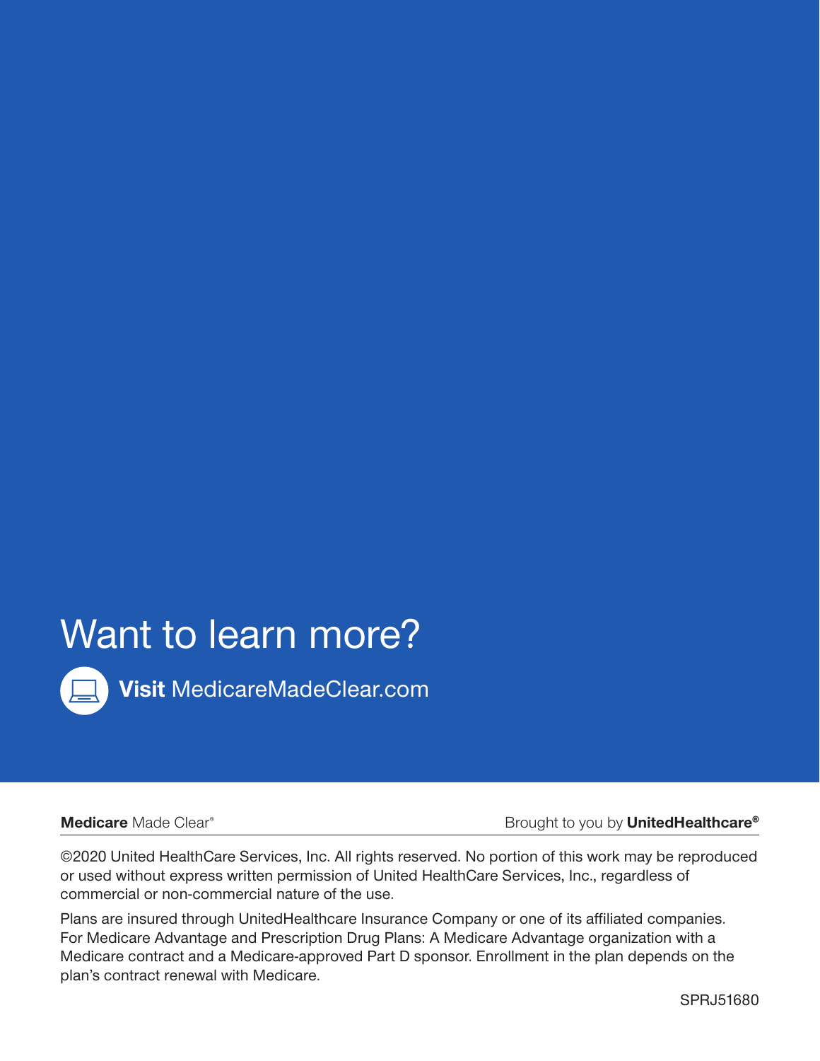# Want to learn more?

**Visit** MedicareMadeClear.com

**Medicare** Made Clear®

Brought to you by **UnitedHealthcare®**

©2020 United HealthCare Services, Inc. All rights reserved. No portion of this work may be reproduced or used without express written permission of United HealthCare Services, Inc., regardless of commercial or non-commercial nature of the use.

Plans are insured through UnitedHealthcare Insurance Company or one of its affiliated companies. For Medicare Advantage and Prescription Drug Plans: A Medicare Advantage organization with a Medicare contract and a Medicare-approved Part D sponsor. Enrollment in the plan depends on the plan's contract renewal with Medicare.

SPRJ51680